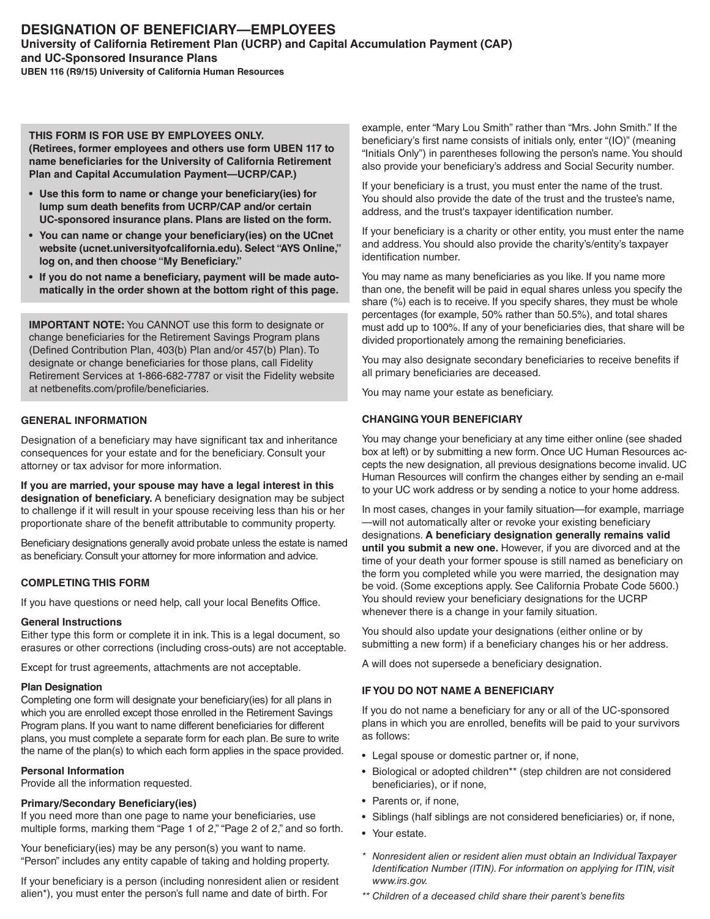# DESIGNATION OF BENEFICIARY—EMPLOYEES

**University of California Retirement Plan (UCRP) and Capital Accumulation Payment (CAP) and UC-Sponsored Insurance Plans**

**UBEN 116 (R9/15) University of California Human Resources**

**THIS FORM IS FOR USE BY EMPLOYEES ONLY. (Retirees, former employees and others use form UBEN 117 to name beneficiaries for the University of California Retirement Plan and Capital Accumulation Payment—UCRP/CAP.)**

- **Use this form to name or change your beneficiary(ies) for lump sum death benefits from UCRP/CAP and/or certain UC-sponsored insurance plans. Plans are listed on the form.**
- **You can name or change your beneficiary(ies) on the UCnet website (ucnet.universityofcalifornia.edu). Select "AYS Online," log on, and then choose "My Beneficiary."**
- **If you do not name a beneficiary, payment will be made automatically in the order shown at the bottom right of this page.**

**IMPORTANT NOTE:** You CANNOT use this form to designate or change beneficiaries for the Retirement Savings Program plans (Defined Contribution Plan, 403(b) Plan and/or 457(b) Plan). To designate or change beneficiaries for those plans, call Fidelity Retirement Services at 1-866-682-7787 or visit the Fidelity website at netbenefits.com/profile/beneficiaries.

## GENERAL INFORMATION

Designation of a beneficiary may have significant tax and inheritance consequences for your estate and for the beneficiary. Consult your attorney or tax advisor for more information.

**If you are married, your spouse may have a legal interest in this designation of beneficiary.** A beneficiary designation may be subject to challenge if it will result in your spouse receiving less than his or her proportionate share of the benefit attributable to community property.

Beneficiary designations generally avoid probate unless the estate is named as beneficiary. Consult your attorney for more information and advice.

## COMPLETING THIS FORM

If you have questions or need help, call your local Benefits Office.

### General Instructions

Either type this form or complete it in ink. This is a legal document, so erasures or other corrections (including cross-outs) are not acceptable.

Except for trust agreements, attachments are not acceptable.

### Plan Designation

Completing one form will designate your beneficiary(ies) for all plans in which you are enrolled except those enrolled in the Retirement Savings Program plans. If you want to name different beneficiaries for different plans, you must complete a separate form for each plan. Be sure to write the name of the plan(s) to which each form applies in the space provided.

### Personal Information

Provide all the information requested.

### Primary/Secondary Beneficiary(ies)

If you need more than one page to name your beneficiaries, use multiple forms, marking them "Page 1 of 2," "Page 2 of 2," and so forth.

Your beneficiary(ies) may be any person(s) you want to name. "Person" includes any entity capable of taking and holding property.

If your beneficiary is a person (including nonresident alien or resident alien*), you must enter the person's full name and date of birth. For example, enter "Mary Lou Smith" rather than "Mrs. John Smith." If the beneficiary's first name consists of initials only, enter "(IO)" (meaning "Initials Only") in parentheses following the person's name. You should also provide your beneficiary's address and Social Security number.

If your beneficiary is a trust, you must enter the name of the trust. You should also provide the date of the trust and the trustee's name, address, and the trust's taxpayer identification number.

If your beneficiary is a charity or other entity, you must enter the name and address. You should also provide the charity's/entity's taxpayer identification number.

You may name as many beneficiaries as you like. If you name more than one, the benefit will be paid in equal shares unless you specify the share (%) each is to receive. If you specify shares, they must be whole percentages (for example, 50% rather than 50.5%), and total shares must add up to 100%. If any of your beneficiaries dies, that share will be divided proportionately among the remaining beneficiaries.

You may also designate secondary beneficiaries to receive benefits if all primary beneficiaries are deceased.

You may name your estate as beneficiary.

## CHANGING YOUR BENEFICIARY

You may change your beneficiary at any time either online (see shaded box at left) or by submitting a new form. Once UC Human Resources accepts the new designation, all previous designations become invalid. UC Human Resources will confirm the changes either by sending an e-mail to your UC work address or by sending a notice to your home address.

In most cases, changes in your family situation—for example, marriage—will not automatically alter or revoke your existing beneficiary designations. **A beneficiary designation generally remains valid until you submit a new one.** However, if you are divorced and at the time of your death your former spouse is still named as beneficiary on the form you completed while you were married, the designation may be void. (Some exceptions apply. See California Probate Code 5600.) You should review your beneficiary designations for the UCRP whenever there is a change in your family situation.

You should also update your designations (either online or by submitting a new form) if a beneficiary changes his or her address.

A will does not supersede a beneficiary designation.

## IF YOU DO NOT NAME A BENEFICIARY

If you do not name a beneficiary for any or all of the UC-sponsored plans in which you are enrolled, benefits will be paid to your survivors as follows:

- Legal spouse or domestic partner or, if none,
- Biological or adopted children** (step children are not considered beneficiaries), or if none,
- Parents or, if none,
- Siblings (half siblings are not considered beneficiaries) or, if none,
- Your estate.

*\* Nonresident alien or resident alien must obtain an Individual Taxpayer Identification Number (ITIN). For information on applying for ITIN, visit www.irs.gov.*

*\*\* Children of a deceased child share their parent's benefits*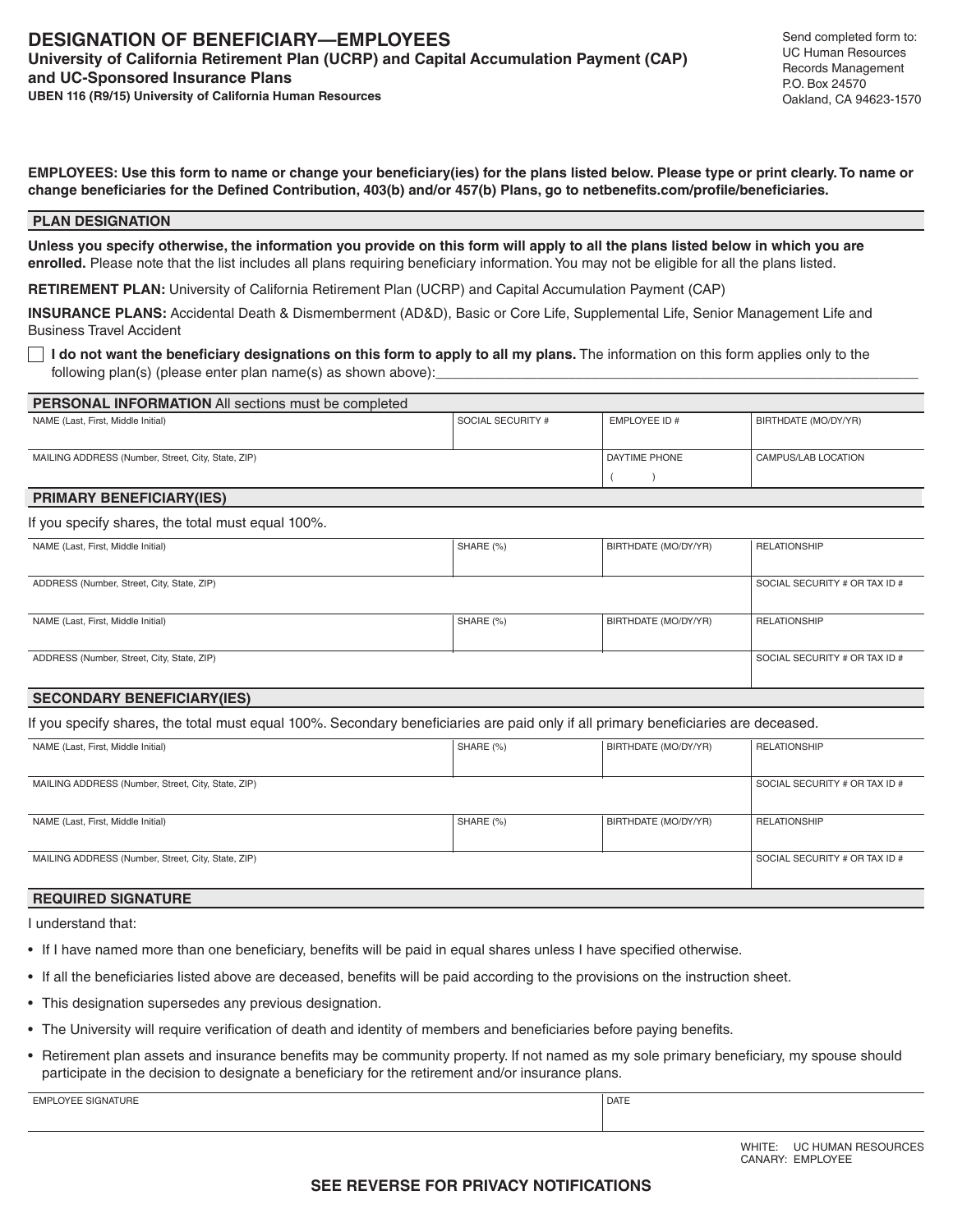# DESIGNATION OF BENEFICIARY—EMPLOYEES

**University of California Retirement Plan (UCRP) and Capital Accumulation Payment (CAP) and UC-Sponsored Insurance Plans**

**UBEN 116 (R9/15) University of California Human Resources**

Send completed form to:
UC Human Resources
Records Management
P.O. Box 24570
Oakland, CA 94623-1570

**EMPLOYEES: Use this form to name or change your beneficiary(ies) for the plans listed below. Please type or print clearly. To name or change beneficiaries for the Defined Contribution, 403(b) and/or 457(b) Plans, go to netbenefits.com/profile/beneficiaries.**

## PLAN DESIGNATION

**Unless you specify otherwise, the information you provide on this form will apply to all the plans listed below in which you are enrolled.** Please note that the list includes all plans requiring beneficiary information. You may not be eligible for all the plans listed.

**RETIREMENT PLAN:** University of California Retirement Plan (UCRP) and Capital Accumulation Payment (CAP)

**INSURANCE PLANS:** Accidental Death & Dismemberment (AD&D), Basic or Core Life, Supplemental Life, Senior Management Life and Business Travel Accident

☐ **I do not want the beneficiary designations on this form to apply to all my plans.** The information on this form applies only to the following plan(s) (please enter plan name(s) as shown above):______________________________

## PERSONAL INFORMATION All sections must be completed

| NAME (Last, First, Middle Initial) | SOCIAL SECURITY # | EMPLOYEE ID # | BIRTHDATE (MO/DY/YR) |
|---|---|---|---|
| | | | |

| MAILING ADDRESS (Number, Street, City, State, ZIP) | DAYTIME PHONE | CAMPUS/LAB LOCATION |
|---|---|---|
| | ( ) | |

## PRIMARY BENEFICIARY(IES)

If you specify shares, the total must equal 100%.

| NAME (Last, First, Middle Initial) | SHARE (%) | BIRTHDATE (MO/DY/YR) | RELATIONSHIP |
|---|---|---|---|
| | | | |
| **ADDRESS (Number, Street, City, State, ZIP)** | | | **SOCIAL SECURITY # OR TAX ID #** |
| | | | |
| **NAME (Last, First, Middle Initial)** | **SHARE (%)** | **BIRTHDATE (MO/DY/YR)** | **RELATIONSHIP** |
| | | | |
| **ADDRESS (Number, Street, City, State, ZIP)** | | | **SOCIAL SECURITY # OR TAX ID #** |
| | | | |

## SECONDARY BENEFICIARY(IES)

If you specify shares, the total must equal 100%. Secondary beneficiaries are paid only if all primary beneficiaries are deceased.

| NAME (Last, First, Middle Initial) | SHARE (%) | BIRTHDATE (MO/DY/YR) | RELATIONSHIP |
|---|---|---|---|
| | | | |
| **MAILING ADDRESS (Number, Street, City, State, ZIP)** | | | **SOCIAL SECURITY # OR TAX ID #** |
| | | | |
| **NAME (Last, First, Middle Initial)** | **SHARE (%)** | **BIRTHDATE (MO/DY/YR)** | **RELATIONSHIP** |
| | | | |
| **MAILING ADDRESS (Number, Street, City, State, ZIP)** | | | **SOCIAL SECURITY # OR TAX ID #** |
| | | | |

## REQUIRED SIGNATURE

I understand that:

- If I have named more than one beneficiary, benefits will be paid in equal shares unless I have specified otherwise.
- If all the beneficiaries listed above are deceased, benefits will be paid according to the provisions on the instruction sheet.
- This designation supersedes any previous designation.
- The University will require verification of death and identity of members and beneficiaries before paying benefits.
- Retirement plan assets and insurance benefits may be community property. If not named as my sole primary beneficiary, my spouse should participate in the decision to designate a beneficiary for the retirement and/or insurance plans.

| EMPLOYEE SIGNATURE | DATE |
|---|---|
| | |

WHITE: UC HUMAN RESOURCES
CANARY: EMPLOYEE

**SEE REVERSE FOR PRIVACY NOTIFICATIONS**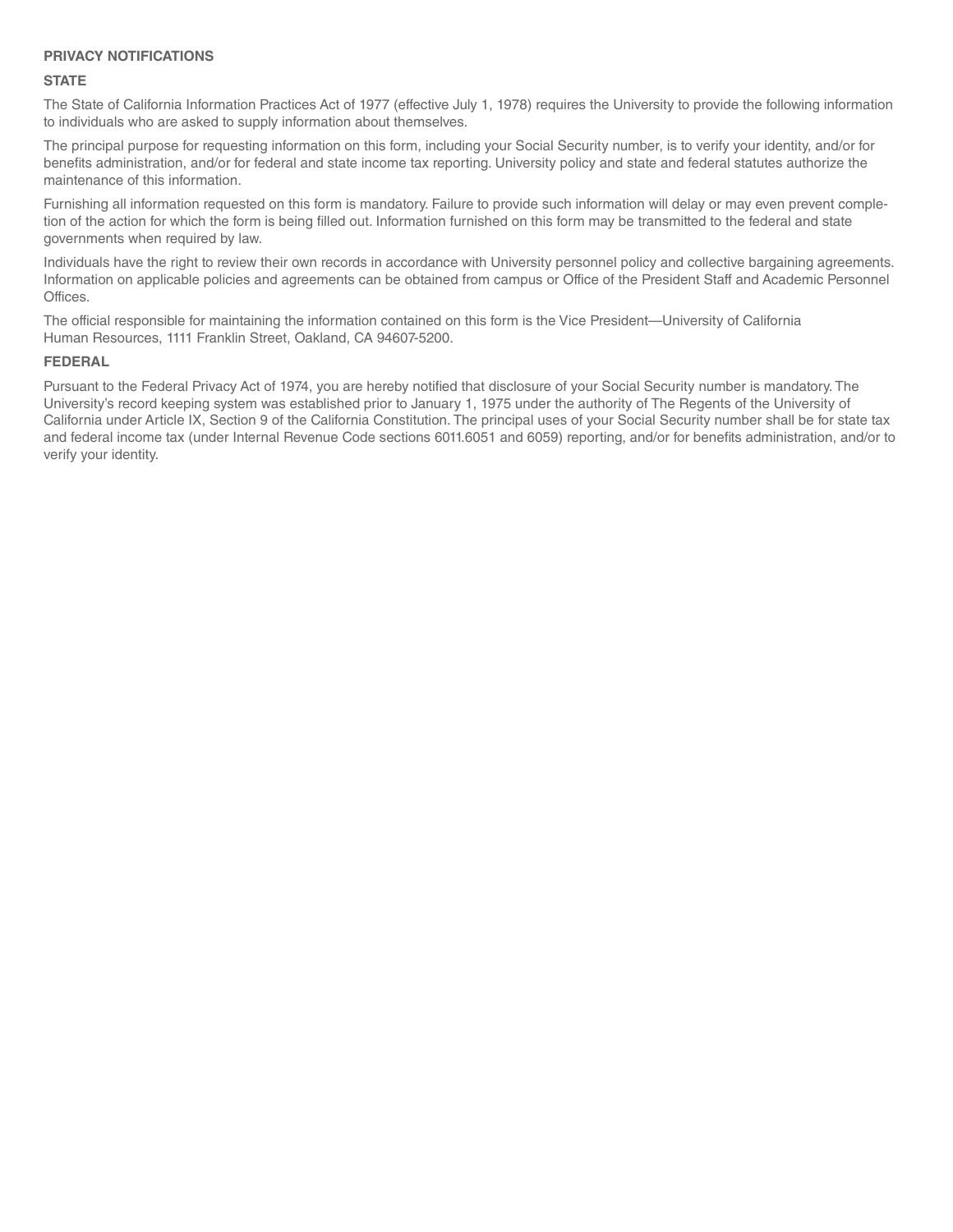## PRIVACY NOTIFICATIONS

### STATE

The State of California Information Practices Act of 1977 (effective July 1, 1978) requires the University to provide the following information to individuals who are asked to supply information about themselves.

The principal purpose for requesting information on this form, including your Social Security number, is to verify your identity, and/or for benefits administration, and/or for federal and state income tax reporting. University policy and state and federal statutes authorize the maintenance of this information.

Furnishing all information requested on this form is mandatory. Failure to provide such information will delay or may even prevent completion of the action for which the form is being filled out. Information furnished on this form may be transmitted to the federal and state governments when required by law.

Individuals have the right to review their own records in accordance with University personnel policy and collective bargaining agreements. Information on applicable policies and agreements can be obtained from campus or Office of the President Staff and Academic Personnel Offices.

The official responsible for maintaining the information contained on this form is the Vice President—University of California Human Resources, 1111 Franklin Street, Oakland, CA 94607-5200.

### FEDERAL

Pursuant to the Federal Privacy Act of 1974, you are hereby notified that disclosure of your Social Security number is mandatory. The University's record keeping system was established prior to January 1, 1975 under the authority of The Regents of the University of California under Article IX, Section 9 of the California Constitution. The principal uses of your Social Security number shall be for state tax and federal income tax (under Internal Revenue Code sections 6011.6051 and 6059) reporting, and/or for benefits administration, and/or to verify your identity.